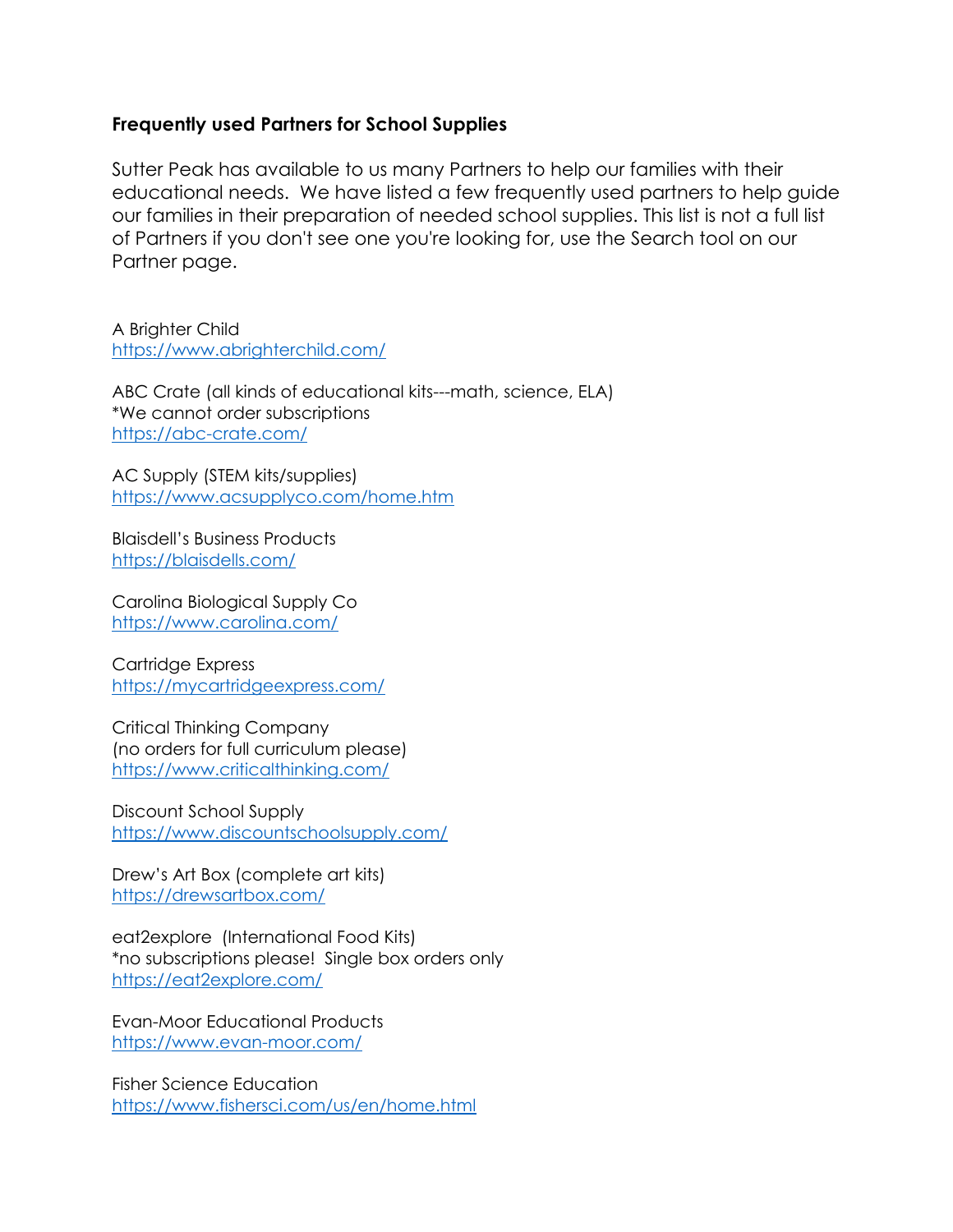### **Frequently used Partners for School Supplies**

Sutter Peak has available to us many Partners to help our families with their educational needs. We have listed a few frequently used partners to help guide our families in their preparation of needed school supplies. This list is not a full list of Partners if you don't see one you're looking for, use the Search tool on our Partner page.

A Brighter Child
[https://www.abrighterchild.com/](https://www.abrighterchild.com/)

ABC Crate (all kinds of educational kits---math, science, ELA)
*We cannot order subscriptions
[https://abc-crate.com/](https://abc-crate.com/)

AC Supply (STEM kits/supplies)
[https://www.acsupplyco.com/home.htm](https://www.acsupplyco.com/home.htm)

Blaisdell's Business Products
[https://blaisdells.com/](https://blaisdells.com/)

Carolina Biological Supply Co
[https://www.carolina.com/](https://www.carolina.com/)

Cartridge Express
[https://mycartridgeexpress.com/](https://mycartridgeexpress.com/)

Critical Thinking Company
(no orders for full curriculum please)
[https://www.criticalthinking.com/](https://www.criticalthinking.com/)

Discount School Supply
[https://www.discountschoolsupply.com/](https://www.discountschoolsupply.com/)

Drew's Art Box (complete art kits)
[https://drewsartbox.com/](https://drewsartbox.com/)

eat2explore (International Food Kits)
*no subscriptions please! Single box orders only
[https://eat2explore.com/](https://eat2explore.com/)

Evan-Moor Educational Products
[https://www.evan-moor.com/](https://www.evan-moor.com/)

Fisher Science Education
[https://www.fishersci.com/us/en/home.html](https://www.fishersci.com/us/en/home.html)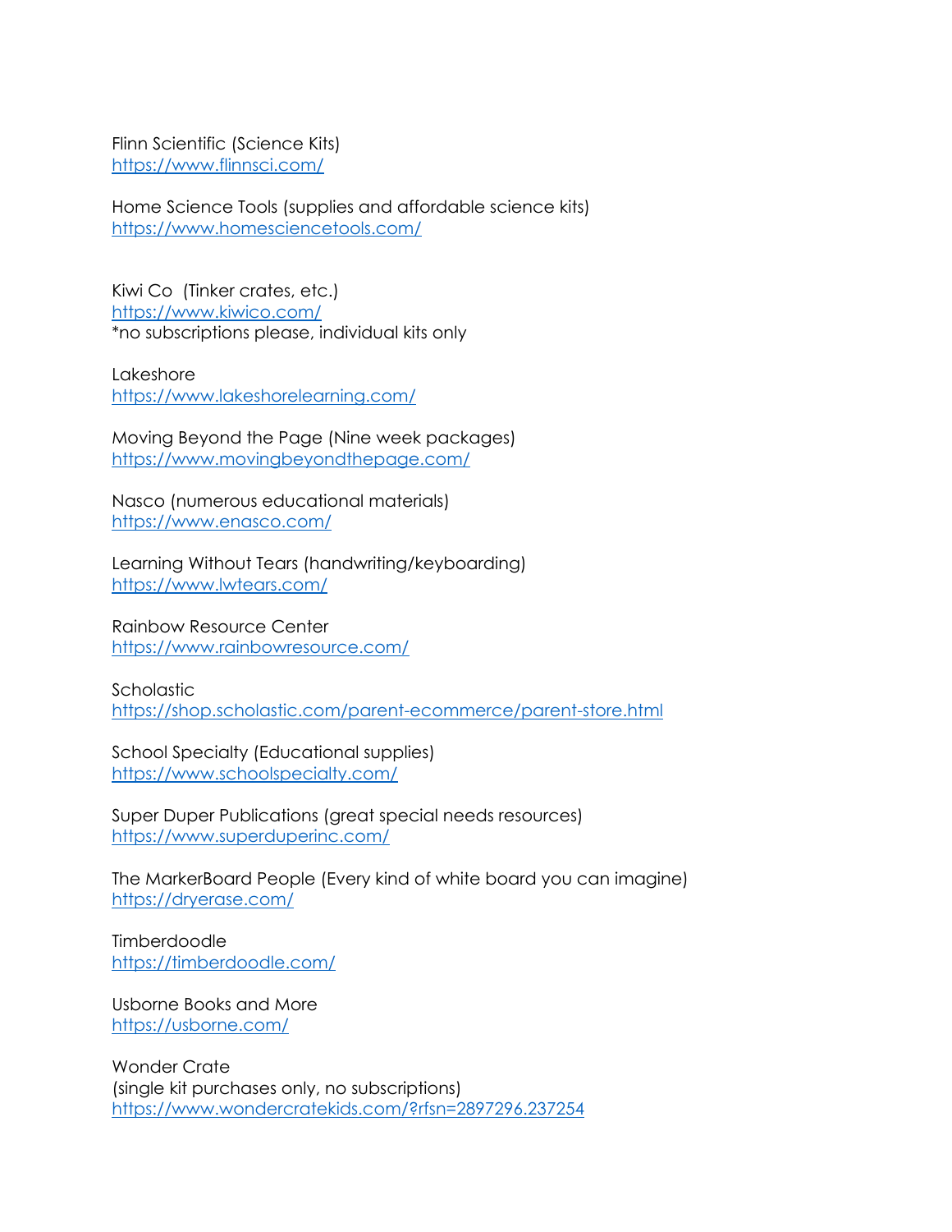Flinn Scientific (Science Kits)
https://www.flinnsci.com/

Home Science Tools (supplies and affordable science kits)
https://www.homesciencetools.com/

Kiwi Co  (Tinker crates, etc.)
https://www.kiwico.com/
*no subscriptions please, individual kits only

Lakeshore
https://www.lakeshorelearning.com/

Moving Beyond the Page (Nine week packages)
https://www.movingbeyondthepage.com/

Nasco (numerous educational materials)
https://www.enasco.com/

Learning Without Tears (handwriting/keyboarding)
https://www.lwtears.com/

Rainbow Resource Center
https://www.rainbowresource.com/

Scholastic
https://shop.scholastic.com/parent-ecommerce/parent-store.html

School Specialty (Educational supplies)
https://www.schoolspecialty.com/

Super Duper Publications (great special needs resources)
https://www.superduperinc.com/

The MarkerBoard People (Every kind of white board you can imagine)
https://dryerase.com/

Timberdoodle
https://timberdoodle.com/

Usborne Books and More
https://usborne.com/

Wonder Crate
(single kit purchases only, no subscriptions)
https://www.wondercratekids.com/?rfsn=2897296.237254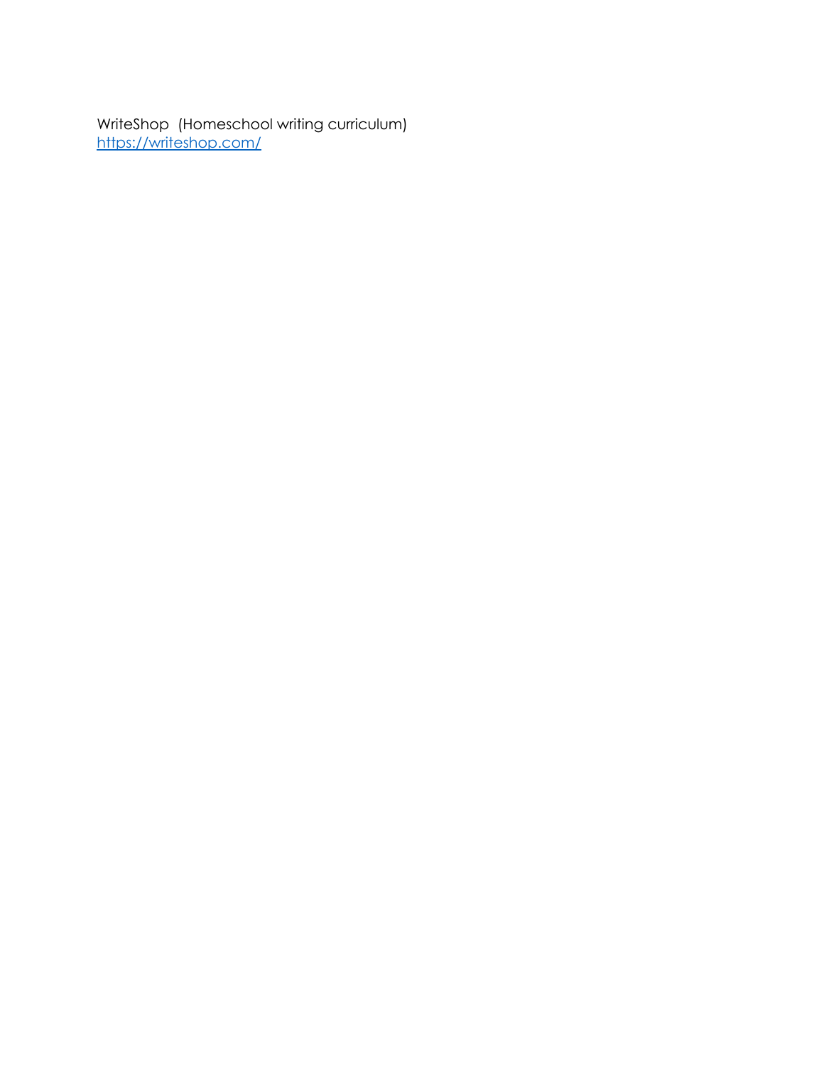WriteShop  (Homeschool writing curriculum)
[https://writeshop.com/](https://writeshop.com/)